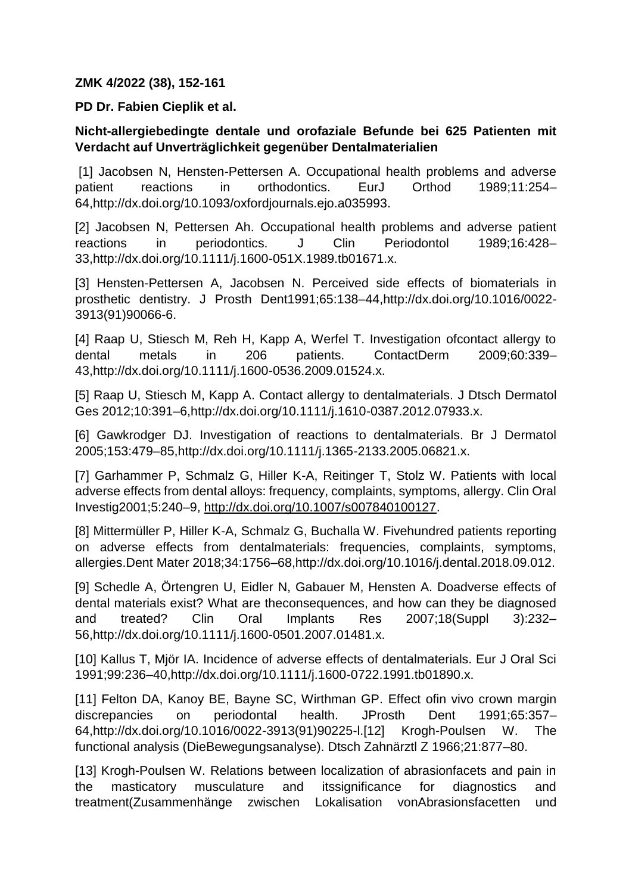**ZMK 4/2022 (38), 152-161**

**PD Dr. Fabien Cieplik et al.**

**Nicht-allergiebedingte dentale und orofaziale Befunde bei 625 Patienten mit Verdacht auf Unverträglichkeit gegenüber Dentalmaterialien**

[1] Jacobsen N, Hensten-Pettersen A. Occupational health problems and adverse patient reactions in orthodontics. EurJ Orthod 1989;11:254–64,http://dx.doi.org/10.1093/oxfordjournals.ejo.a035993.

[2] Jacobsen N, Pettersen Ah. Occupational health problems and adverse patient reactions in periodontics. J Clin Periodontol 1989;16:428–33,http://dx.doi.org/10.1111/j.1600-051X.1989.tb01671.x.

[3] Hensten-Pettersen A, Jacobsen N. Perceived side effects of biomaterials in prosthetic dentistry. J Prosth Dent1991;65:138–44,http://dx.doi.org/10.1016/0022-3913(91)90066-6.

[4] Raap U, Stiesch M, Reh H, Kapp A, Werfel T. Investigation ofcontact allergy to dental metals in 206 patients. ContactDerm 2009;60:339–43,http://dx.doi.org/10.1111/j.1600-0536.2009.01524.x.

[5] Raap U, Stiesch M, Kapp A. Contact allergy to dentalmaterials. J Dtsch Dermatol Ges 2012;10:391–6,http://dx.doi.org/10.1111/j.1610-0387.2012.07933.x.

[6] Gawkrodger DJ. Investigation of reactions to dentalmaterials. Br J Dermatol 2005;153:479–85,http://dx.doi.org/10.1111/j.1365-2133.2005.06821.x.

[7] Garhammer P, Schmalz G, Hiller K-A, Reitinger T, Stolz W. Patients with local adverse effects from dental alloys: frequency, complaints, symptoms, allergy. Clin Oral Investig2001;5:240–9, http://dx.doi.org/10.1007/s007840100127.

[8] Mittermüller P, Hiller K-A, Schmalz G, Buchalla W. Fivehundred patients reporting on adverse effects from dentalmaterials: frequencies, complaints, symptoms, allergies.Dent Mater 2018;34:1756–68,http://dx.doi.org/10.1016/j.dental.2018.09.012.

[9] Schedle A, Örtengren U, Eidler N, Gabauer M, Hensten A. Doadverse effects of dental materials exist? What are theconsequences, and how can they be diagnosed and treated? Clin Oral Implants Res 2007;18(Suppl 3):232–56,http://dx.doi.org/10.1111/j.1600-0501.2007.01481.x.

[10] Kallus T, Mjör IA. Incidence of adverse effects of dentalmaterials. Eur J Oral Sci 1991;99:236–40,http://dx.doi.org/10.1111/j.1600-0722.1991.tb01890.x.

[11] Felton DA, Kanoy BE, Bayne SC, Wirthman GP. Effect ofin vivo crown margin discrepancies on periodontal health. JProsth Dent 1991;65:357–64,http://dx.doi.org/10.1016/0022-3913(91)90225-l.[12] Krogh-Poulsen W. The functional analysis (DieBewegungsanalyse). Dtsch Zahnärztl Z 1966;21:877–80.

[13] Krogh-Poulsen W. Relations between localization of abrasionfacets and pain in the masticatory musculature and itssignificance for diagnostics and treatment(Zusammenhänge zwischen Lokalisation vonAbrasionsfacetten und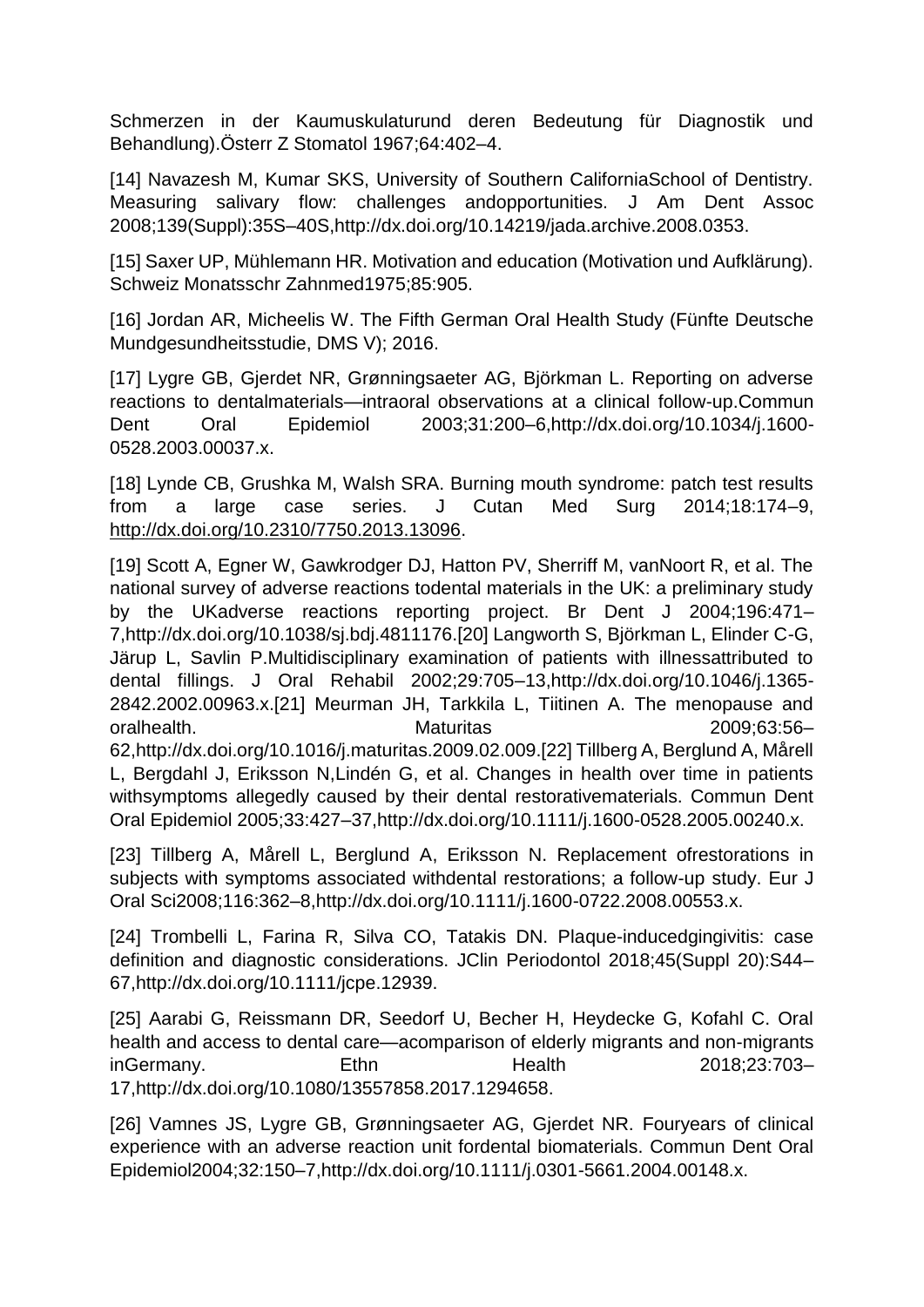Schmerzen in der Kaumuskulaturund deren Bedeutung für Diagnostik und Behandlung).Österr Z Stomatol 1967;64:402–4.

[14] Navazesh M, Kumar SKS, University of Southern CaliforniaSchool of Dentistry. Measuring salivary flow: challenges andopportunities. J Am Dent Assoc 2008;139(Suppl):35S–40S,http://dx.doi.org/10.14219/jada.archive.2008.0353.

[15] Saxer UP, Mühlemann HR. Motivation and education (Motivation und Aufklärung). Schweiz Monatsschr Zahnmed1975;85:905.

[16] Jordan AR, Micheelis W. The Fifth German Oral Health Study (Fünfte Deutsche Mundgesundheitsstudie, DMS V); 2016.

[17] Lygre GB, Gjerdet NR, Grønningsaeter AG, Björkman L. Reporting on adverse reactions to dentalmaterials—intraoral observations at a clinical follow-up.Commun Dent Oral Epidemiol 2003;31:200–6,http://dx.doi.org/10.1034/j.1600-0528.2003.00037.x.

[18] Lynde CB, Grushka M, Walsh SRA. Burning mouth syndrome: patch test results from a large case series. J Cutan Med Surg 2014;18:174–9, http://dx.doi.org/10.2310/7750.2013.13096.

[19] Scott A, Egner W, Gawkrodger DJ, Hatton PV, Sherriff M, vanNoort R, et al. The national survey of adverse reactions todental materials in the UK: a preliminary study by the UKadverse reactions reporting project. Br Dent J 2004;196:471–7,http://dx.doi.org/10.1038/sj.bdj.4811176.[20] Langworth S, Björkman L, Elinder C-G, Järup L, Savlin P.Multidisciplinary examination of patients with illnessattributed to dental fillings. J Oral Rehabil 2002;29:705–13,http://dx.doi.org/10.1046/j.1365-2842.2002.00963.x.[21] Meurman JH, Tarkkila L, Tiitinen A. The menopause and oralhealth. Maturitas 2009;63:56–62,http://dx.doi.org/10.1016/j.maturitas.2009.02.009.[22] Tillberg A, Berglund A, Mårell L, Bergdahl J, Eriksson N,Lindén G, et al. Changes in health over time in patients withsymptoms allegedly caused by their dental restorativematerials. Commun Dent Oral Epidemiol 2005;33:427–37,http://dx.doi.org/10.1111/j.1600-0528.2005.00240.x.

[23] Tillberg A, Mårell L, Berglund A, Eriksson N. Replacement ofrestorations in subjects with symptoms associated withdental restorations; a follow-up study. Eur J Oral Sci2008;116:362–8,http://dx.doi.org/10.1111/j.1600-0722.2008.00553.x.

[24] Trombelli L, Farina R, Silva CO, Tatakis DN. Plaque-inducedgingivitis: case definition and diagnostic considerations. JClin Periodontol 2018;45(Suppl 20):S44–67,http://dx.doi.org/10.1111/jcpe.12939.

[25] Aarabi G, Reissmann DR, Seedorf U, Becher H, Heydecke G, Kofahl C. Oral health and access to dental care—acomparison of elderly migrants and non-migrants inGermany. Ethn Health 2018;23:703–17,http://dx.doi.org/10.1080/13557858.2017.1294658.

[26] Vamnes JS, Lygre GB, Grønningsaeter AG, Gjerdet NR. Fouryears of clinical experience with an adverse reaction unit fordental biomaterials. Commun Dent Oral Epidemiol2004;32:150–7,http://dx.doi.org/10.1111/j.0301-5661.2004.00148.x.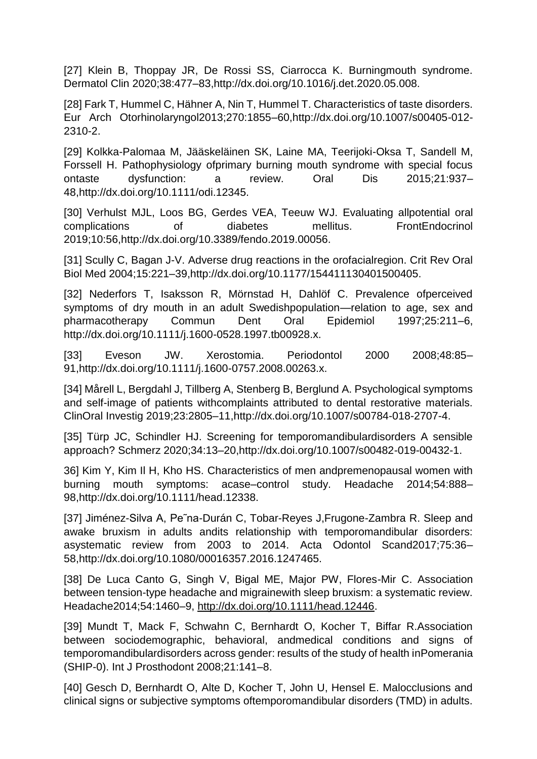[27] Klein B, Thoppay JR, De Rossi SS, Ciarrocca K. Burningmouth syndrome. Dermatol Clin 2020;38:477–83,http://dx.doi.org/10.1016/j.det.2020.05.008.

[28] Fark T, Hummel C, Hähner A, Nin T, Hummel T. Characteristics of taste disorders. Eur Arch Otorhinolaryngol2013;270:1855–60,http://dx.doi.org/10.1007/s00405-012-2310-2.

[29] Kolkka-Palomaa M, Jääskeläinen SK, Laine MA, Teerijoki-Oksa T, Sandell M, Forssell H. Pathophysiology ofprimary burning mouth syndrome with special focus ontaste dysfunction: a review. Oral Dis 2015;21:937–48,http://dx.doi.org/10.1111/odi.12345.

[30] Verhulst MJL, Loos BG, Gerdes VEA, Teeuw WJ. Evaluating allpotential oral complications of diabetes mellitus. FrontEndocrinol 2019;10:56,http://dx.doi.org/10.3389/fendo.2019.00056.

[31] Scully C, Bagan J-V. Adverse drug reactions in the orofacialregion. Crit Rev Oral Biol Med 2004;15:221–39,http://dx.doi.org/10.1177/154411130401500405.

[32] Nederfors T, Isaksson R, Mörnstad H, Dahlöf C. Prevalence ofperceived symptoms of dry mouth in an adult Swedishpopulation—relation to age, sex and pharmacotherapy Commun Dent Oral Epidemiol 1997;25:211–6, http://dx.doi.org/10.1111/j.1600-0528.1997.tb00928.x.

[33] Eveson JW. Xerostomia. Periodontol 2000 2008;48:85–91,http://dx.doi.org/10.1111/j.1600-0757.2008.00263.x.

[34] Mårell L, Bergdahl J, Tillberg A, Stenberg B, Berglund A. Psychological symptoms and self-image of patients withcomplaints attributed to dental restorative materials. ClinOral Investig 2019;23:2805–11,http://dx.doi.org/10.1007/s00784-018-2707-4.

[35] Türp JC, Schindler HJ. Screening for temporomandibulardisorders A sensible approach? Schmerz 2020;34:13–20,http://dx.doi.org/10.1007/s00482-019-00432-1.

36] Kim Y, Kim Il H, Kho HS. Characteristics of men andpremenopausal women with burning mouth symptoms: acase–control study. Headache 2014;54:888–98,http://dx.doi.org/10.1111/head.12338.

[37] Jiménez-Silva A, Pe˜na-Durán C, Tobar-Reyes J,Frugone-Zambra R. Sleep and awake bruxism in adults andits relationship with temporomandibular disorders: asystematic review from 2003 to 2014. Acta Odontol Scand2017;75:36–58,http://dx.doi.org/10.1080/00016357.2016.1247465.

[38] De Luca Canto G, Singh V, Bigal ME, Major PW, Flores-Mir C. Association between tension-type headache and migrainewith sleep bruxism: a systematic review. Headache2014;54:1460–9, http://dx.doi.org/10.1111/head.12446.

[39] Mundt T, Mack F, Schwahn C, Bernhardt O, Kocher T, Biffar R.Association between sociodemographic, behavioral, andmedical conditions and signs of temporomandibulardisorders across gender: results of the study of health inPomerania (SHIP-0). Int J Prosthodont 2008;21:141–8.

[40] Gesch D, Bernhardt O, Alte D, Kocher T, John U, Hensel E. Malocclusions and clinical signs or subjective symptoms oftemporomandibular disorders (TMD) in adults.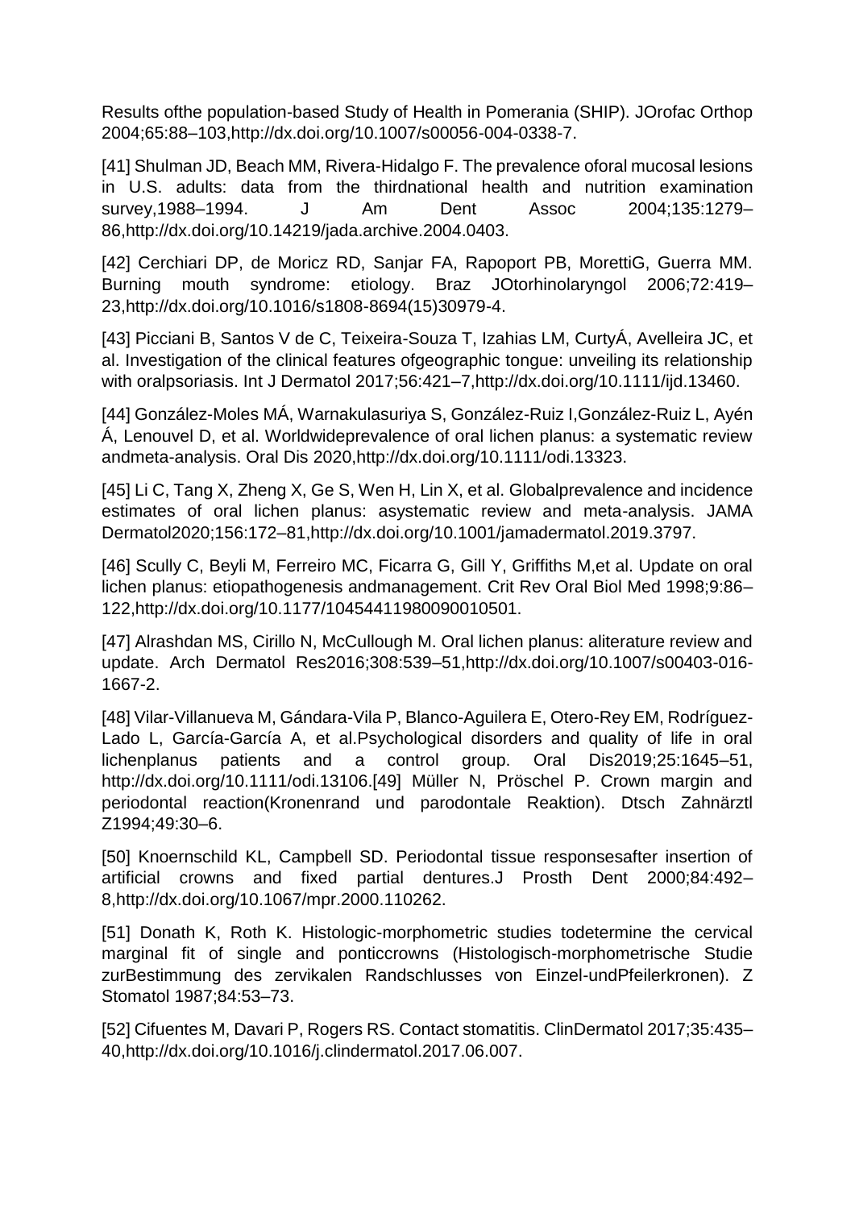Results ofthe population-based Study of Health in Pomerania (SHIP). JOrofac Orthop 2004;65:88–103,http://dx.doi.org/10.1007/s00056-004-0338-7.

[41] Shulman JD, Beach MM, Rivera-Hidalgo F. The prevalence oforal mucosal lesions in U.S. adults: data from the thirdnational health and nutrition examination survey,1988–1994. J Am Dent Assoc 2004;135:1279–86,http://dx.doi.org/10.14219/jada.archive.2004.0403.

[42] Cerchiari DP, de Moricz RD, Sanjar FA, Rapoport PB, MorettiG, Guerra MM. Burning mouth syndrome: etiology. Braz JOtorhinolaryngol 2006;72:419–23,http://dx.doi.org/10.1016/s1808-8694(15)30979-4.

[43] Picciani B, Santos V de C, Teixeira-Souza T, Izahias LM, CurtyÁ, Avelleira JC, et al. Investigation of the clinical features ofgeographic tongue: unveiling its relationship with oralpsoriasis. Int J Dermatol 2017;56:421–7,http://dx.doi.org/10.1111/ijd.13460.

[44] González-Moles MÁ, Warnakulasuriya S, González-Ruiz I,González-Ruiz L, Ayén Á, Lenouvel D, et al. Worldwideprevalence of oral lichen planus: a systematic review andmeta-analysis. Oral Dis 2020,http://dx.doi.org/10.1111/odi.13323.

[45] Li C, Tang X, Zheng X, Ge S, Wen H, Lin X, et al. Globalprevalence and incidence estimates of oral lichen planus: asystematic review and meta-analysis. JAMA Dermatol2020;156:172–81,http://dx.doi.org/10.1001/jamadermatol.2019.3797.

[46] Scully C, Beyli M, Ferreiro MC, Ficarra G, Gill Y, Griffiths M,et al. Update on oral lichen planus: etiopathogenesis andmanagement. Crit Rev Oral Biol Med 1998;9:86–122,http://dx.doi.org/10.1177/10454411980090010501.

[47] Alrashdan MS, Cirillo N, McCullough M. Oral lichen planus: aliterature review and update. Arch Dermatol Res2016;308:539–51,http://dx.doi.org/10.1007/s00403-016-1667-2.

[48] Vilar-Villanueva M, Gándara-Vila P, Blanco-Aguilera E, Otero-Rey EM, Rodríguez-Lado L, García-García A, et al.Psychological disorders and quality of life in oral lichenplanus patients and a control group. Oral Dis2019;25:1645–51, http://dx.doi.org/10.1111/odi.13106.[49] Müller N, Pröschel P. Crown margin and periodontal reaction(Kronenrand und parodontale Reaktion). Dtsch Zahnärztl Z1994;49:30–6.

[50] Knoernschild KL, Campbell SD. Periodontal tissue responsesafter insertion of artificial crowns and fixed partial dentures.J Prosth Dent 2000;84:492–8,http://dx.doi.org/10.1067/mpr.2000.110262.

[51] Donath K, Roth K. Histologic-morphometric studies todetermine the cervical marginal fit of single and ponticcrowns (Histologisch-morphometrische Studie zurBestimmung des zervikalen Randschlusses von Einzel-undPfeilerkronen). Z Stomatol 1987;84:53–73.

[52] Cifuentes M, Davari P, Rogers RS. Contact stomatitis. ClinDermatol 2017;35:435–40,http://dx.doi.org/10.1016/j.clindermatol.2017.06.007.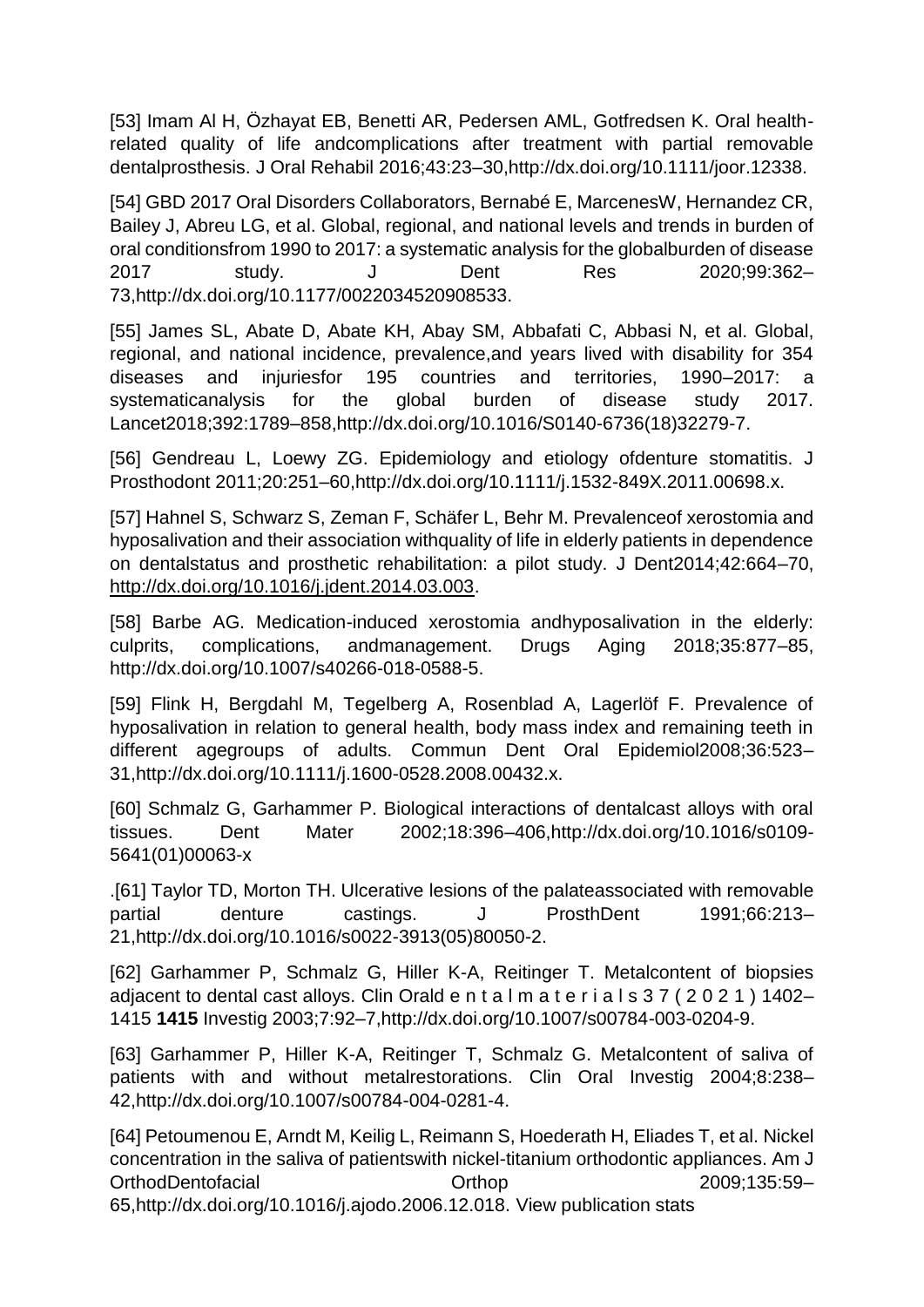[53] Imam Al H, Özhayat EB, Benetti AR, Pedersen AML, Gotfredsen K. Oral health-related quality of life andcomplications after treatment with partial removable dentalprosthesis. J Oral Rehabil 2016;43:23–30,http://dx.doi.org/10.1111/joor.12338.

[54] GBD 2017 Oral Disorders Collaborators, Bernabé E, MarcenesW, Hernandez CR, Bailey J, Abreu LG, et al. Global, regional, and national levels and trends in burden of oral conditionsfrom 1990 to 2017: a systematic analysis for the globalburden of disease 2017 study. J Dent Res 2020;99:362–73,http://dx.doi.org/10.1177/0022034520908533.

[55] James SL, Abate D, Abate KH, Abay SM, Abbafati C, Abbasi N, et al. Global, regional, and national incidence, prevalence,and years lived with disability for 354 diseases and injuriesfor 195 countries and territories, 1990–2017: a systematicanalysis for the global burden of disease study 2017. Lancet2018;392:1789–858,http://dx.doi.org/10.1016/S0140-6736(18)32279-7.

[56] Gendreau L, Loewy ZG. Epidemiology and etiology ofdenture stomatitis. J Prosthodont 2011;20:251–60,http://dx.doi.org/10.1111/j.1532-849X.2011.00698.x.

[57] Hahnel S, Schwarz S, Zeman F, Schäfer L, Behr M. Prevalenceof xerostomia and hyposalivation and their association withquality of life in elderly patients in dependence on dentalstatus and prosthetic rehabilitation: a pilot study. J Dent2014;42:664–70, http://dx.doi.org/10.1016/j.jdent.2014.03.003.

[58] Barbe AG. Medication-induced xerostomia andhyposalivation in the elderly: culprits, complications, andmanagement. Drugs Aging 2018;35:877–85, http://dx.doi.org/10.1007/s40266-018-0588-5.

[59] Flink H, Bergdahl M, Tegelberg A, Rosenblad A, Lagerlöf F. Prevalence of hyposalivation in relation to general health, body mass index and remaining teeth in different agegroups of adults. Commun Dent Oral Epidemiol2008;36:523–31,http://dx.doi.org/10.1111/j.1600-0528.2008.00432.x.

[60] Schmalz G, Garhammer P. Biological interactions of dentalcast alloys with oral tissues. Dent Mater 2002;18:396–406,http://dx.doi.org/10.1016/s0109-5641(01)00063-x

.[61] Taylor TD, Morton TH. Ulcerative lesions of the palateassociated with removable partial denture castings. J ProsthDent 1991;66:213–21,http://dx.doi.org/10.1016/s0022-3913(05)80050-2.

[62] Garhammer P, Schmalz G, Hiller K-A, Reitinger T. Metalcontent of biopsies adjacent to dental cast alloys. Clin Orald e n t a l m a t e r i a l s 3 7 ( 2 0 2 1 ) 1402–1415 **1415** Investig 2003;7:92–7,http://dx.doi.org/10.1007/s00784-003-0204-9.

[63] Garhammer P, Hiller K-A, Reitinger T, Schmalz G. Metalcontent of saliva of patients with and without metalrestorations. Clin Oral Investig 2004;8:238–42,http://dx.doi.org/10.1007/s00784-004-0281-4.

[64] Petoumenou E, Arndt M, Keilig L, Reimann S, Hoederath H, Eliades T, et al. Nickel concentration in the saliva of patientswith nickel-titanium orthodontic appliances. Am J OrthodDentofacial Orthop 2009;135:59–65,http://dx.doi.org/10.1016/j.ajodo.2006.12.018. View publication stats